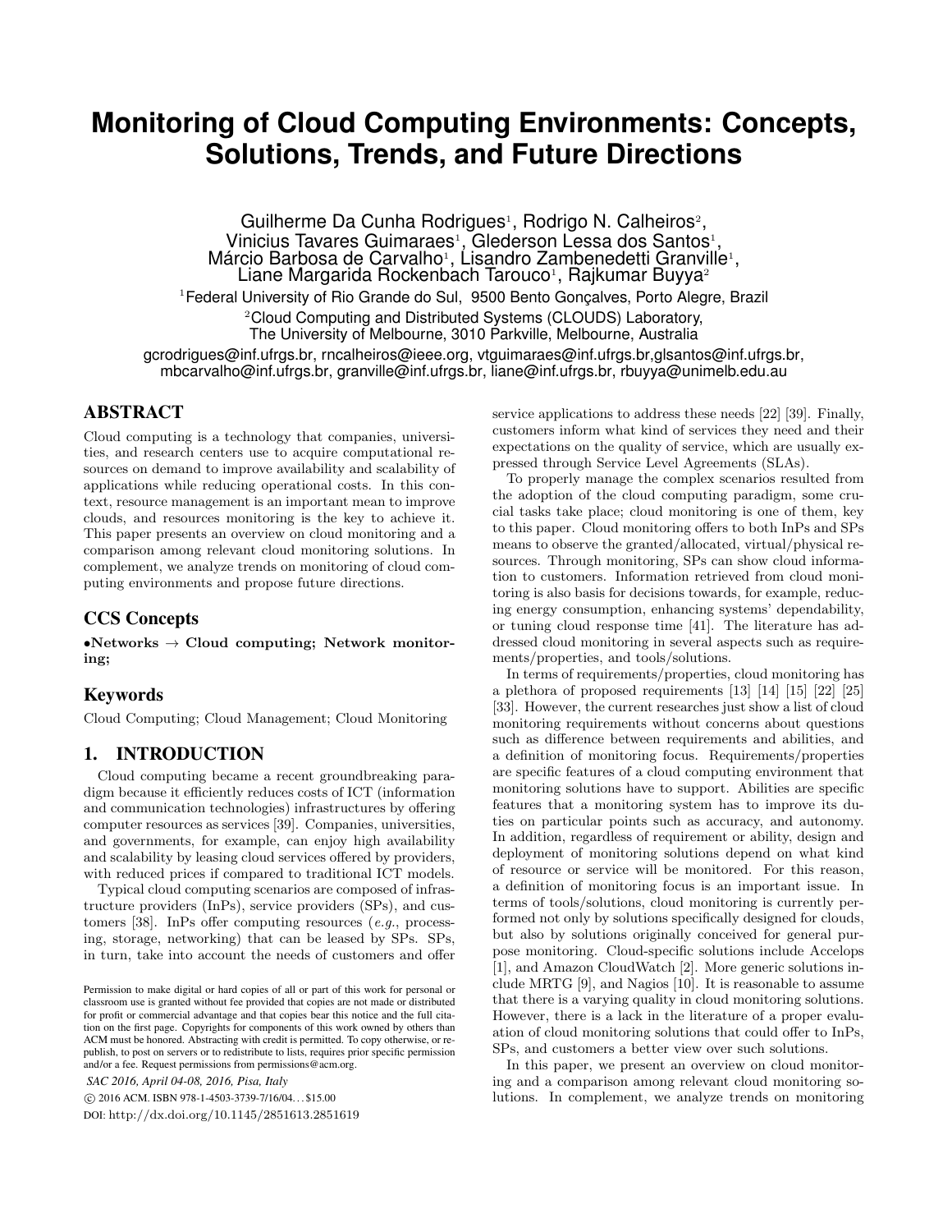# Monitoring of Cloud Computing Environments: Concepts, Solutions, Trends, and Future Directions

Guilherme Da Cunha Rodrigues[1], Rodrigo N. Calheiros[2], Vinicius Tavares Guimaraes[1], Glederson Lessa dos Santos[1], Márcio Barbosa de Carvalho[1], Lisandro Zambenedetti Granville[1], Liane Margarida Rockenbach Tarouco[1], Rajkumar Buyya[2]

[1]Federal University of Rio Grande do Sul, 9500 Bento Gonçalves, Porto Alegre, Brazil

[2]Cloud Computing and Distributed Systems (CLOUDS) Laboratory, The University of Melbourne, 3010 Parkville, Melbourne, Australia

gcrodrigues@inf.ufrgs.br, rncalheiros@ieee.org, vtguimaraes@inf.ufrgs.br,glsantos@inf.ufrgs.br, mbcarvalho@inf.ufrgs.br, granville@inf.ufrgs.br, liane@inf.ufrgs.br, rbuyya@unimelb.edu.au

## ABSTRACT

Cloud computing is a technology that companies, universities, and research centers use to acquire computational resources on demand to improve availability and scalability of applications while reducing operational costs. In this context, resource management is an important mean to improve clouds, and resources monitoring is the key to achieve it. This paper presents an overview on cloud monitoring and a comparison among relevant cloud monitoring solutions. In complement, we analyze trends on monitoring of cloud computing environments and propose future directions.

## CCS Concepts

•**Networks** → **Cloud computing; Network monitoring;**

## Keywords

Cloud Computing; Cloud Management; Cloud Monitoring

## 1. INTRODUCTION

Cloud computing became a recent groundbreaking paradigm because it efficiently reduces costs of ICT (information and communication technologies) infrastructures by offering computer resources as services [39]. Companies, universities, and governments, for example, can enjoy high availability and scalability by leasing cloud services offered by providers, with reduced prices if compared to traditional ICT models.

Typical cloud computing scenarios are composed of infrastructure providers (InPs), service providers (SPs), and customers [38]. InPs offer computing resources (*e.g.*, processing, storage, networking) that can be leased by SPs. SPs, in turn, take into account the needs of customers and offer service applications to address these needs [22] [39]. Finally, customers inform what kind of services they need and their expectations on the quality of service, which are usually expressed through Service Level Agreements (SLAs).

To properly manage the complex scenarios resulted from the adoption of the cloud computing paradigm, some crucial tasks take place; cloud monitoring is one of them, key to this paper. Cloud monitoring offers to both InPs and SPs means to observe the granted/allocated, virtual/physical resources. Through monitoring, SPs can show cloud information to customers. Information retrieved from cloud monitoring is also basis for decisions towards, for example, reducing energy consumption, enhancing systems' dependability, or tuning cloud response time [41]. The literature has addressed cloud monitoring in several aspects such as requirements/properties, and tools/solutions.

In terms of requirements/properties, cloud monitoring has a plethora of proposed requirements [13] [14] [15] [22] [25] [33]. However, the current researches just show a list of cloud monitoring requirements without concerns about questions such as difference between requirements and abilities, and a definition of monitoring focus. Requirements/properties are specific features of a cloud computing environment that monitoring solutions have to support. Abilities are specific features that a monitoring system has to improve its duties on particular points such as accuracy, and autonomy. In addition, regardless of requirement or ability, design and deployment of monitoring solutions depend on what kind of resource or service will be monitored. For this reason, a definition of monitoring focus is an important issue. In terms of tools/solutions, cloud monitoring is currently performed not only by solutions specifically designed for clouds, but also by solutions originally conceived for general purpose monitoring. Cloud-specific solutions include Accelops [1], and Amazon CloudWatch [2]. More generic solutions include MRTG [9], and Nagios [10]. It is reasonable to assume that there is a varying quality in cloud monitoring solutions. However, there is a lack in the literature of a proper evaluation of cloud monitoring solutions that could offer to InPs, SPs, and customers a better view over such solutions.

In this paper, we present an overview on cloud monitoring and a comparison among relevant cloud monitoring solutions. In complement, we analyze trends on monitoring

Permission to make digital or hard copies of all or part of this work for personal or classroom use is granted without fee provided that copies are not made or distributed for profit or commercial advantage and that copies bear this notice and the full citation on the first page. Copyrights for components of this work owned by others than ACM must be honored. Abstracting with credit is permitted. To copy otherwise, or republish, to post on servers or to redistribute to lists, requires prior specific permission and/or a fee. Request permissions from permissions@acm.org.

*SAC 2016, April 04-08, 2016, Pisa, Italy*

© 2016 ACM. ISBN 978-1-4503-3739-7/16/04...$15.00

DOI: http://dx.doi.org/10.1145/2851613.2851619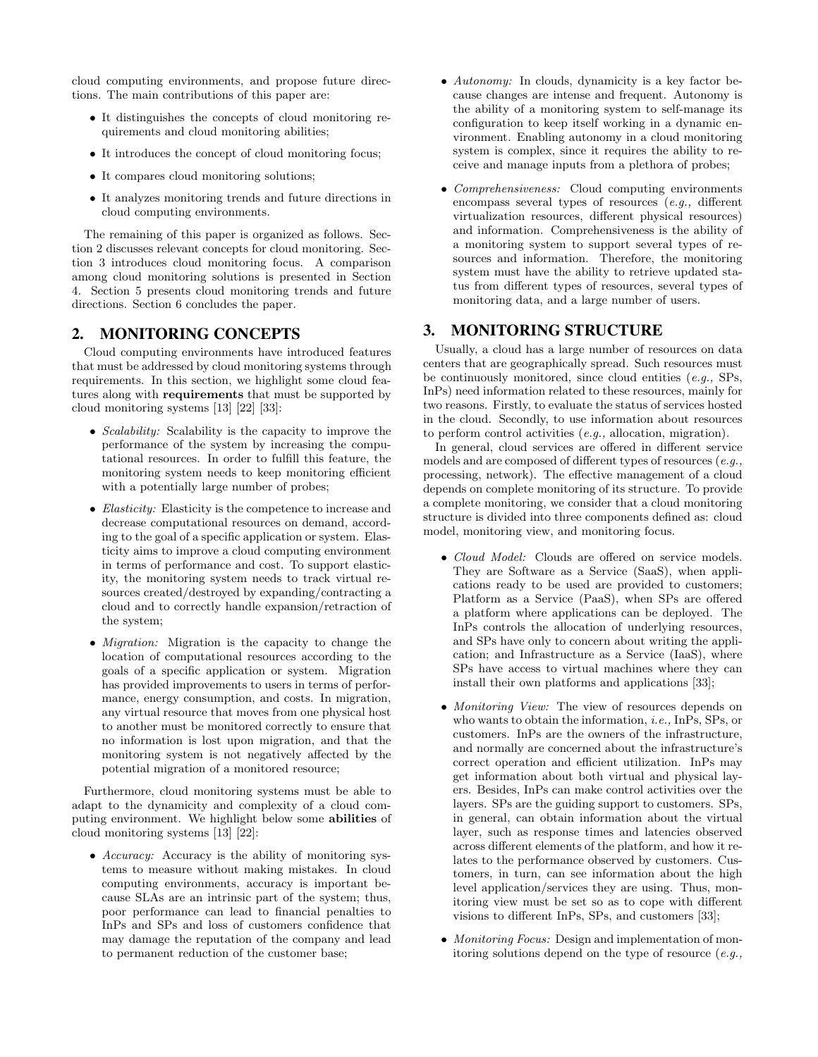cloud computing environments, and propose future directions. The main contributions of this paper are:

- It distinguishes the concepts of cloud monitoring requirements and cloud monitoring abilities;
- It introduces the concept of cloud monitoring focus;
- It compares cloud monitoring solutions;
- It analyzes monitoring trends and future directions in cloud computing environments.

The remaining of this paper is organized as follows. Section 2 discusses relevant concepts for cloud monitoring. Section 3 introduces cloud monitoring focus. A comparison among cloud monitoring solutions is presented in Section 4. Section 5 presents cloud monitoring trends and future directions. Section 6 concludes the paper.

## 2. MONITORING CONCEPTS

Cloud computing environments have introduced features that must be addressed by cloud monitoring systems through requirements. In this section, we highlight some cloud features along with **requirements** that must be supported by cloud monitoring systems [13] [22] [33]:

- *Scalability:* Scalability is the capacity to improve the performance of the system by increasing the computational resources. In order to fulfill this feature, the monitoring system needs to keep monitoring efficient with a potentially large number of probes;
- *Elasticity:* Elasticity is the competence to increase and decrease computational resources on demand, according to the goal of a specific application or system. Elasticity aims to improve a cloud computing environment in terms of performance and cost. To support elasticity, the monitoring system needs to track virtual resources created/destroyed by expanding/contracting a cloud and to correctly handle expansion/retraction of the system;
- *Migration:* Migration is the capacity to change the location of computational resources according to the goals of a specific application or system. Migration has provided improvements to users in terms of performance, energy consumption, and costs. In migration, any virtual resource that moves from one physical host to another must be monitored correctly to ensure that no information is lost upon migration, and that the monitoring system is not negatively affected by the potential migration of a monitored resource;

Furthermore, cloud monitoring systems must be able to adapt to the dynamicity and complexity of a cloud computing environment. We highlight below some **abilities** of cloud monitoring systems [13] [22]:

- *Accuracy:* Accuracy is the ability of monitoring systems to measure without making mistakes. In cloud computing environments, accuracy is important because SLAs are an intrinsic part of the system; thus, poor performance can lead to financial penalties to InPs and SPs and loss of customers confidence that may damage the reputation of the company and lead to permanent reduction of the customer base;
- *Autonomy:* In clouds, dynamicity is a key factor because changes are intense and frequent. Autonomy is the ability of a monitoring system to self-manage its configuration to keep itself working in a dynamic environment. Enabling autonomy in a cloud monitoring system is complex, since it requires the ability to receive and manage inputs from a plethora of probes;
- *Comprehensiveness:* Cloud computing environments encompass several types of resources (*e.g.,* different virtualization resources, different physical resources) and information. Comprehensiveness is the ability of a monitoring system to support several types of resources and information. Therefore, the monitoring system must have the ability to retrieve updated status from different types of resources, several types of monitoring data, and a large number of users.

## 3. MONITORING STRUCTURE

Usually, a cloud has a large number of resources on data centers that are geographically spread. Such resources must be continuously monitored, since cloud entities (*e.g.,* SPs, InPs) need information related to these resources, mainly for two reasons. Firstly, to evaluate the status of services hosted in the cloud. Secondly, to use information about resources to perform control activities (*e.g.,* allocation, migration).

In general, cloud services are offered in different service models and are composed of different types of resources (*e.g.,* processing, network). The effective management of a cloud depends on complete monitoring of its structure. To provide a complete monitoring, we consider that a cloud monitoring structure is divided into three components defined as: cloud model, monitoring view, and monitoring focus.

- *Cloud Model:* Clouds are offered on service models. They are Software as a Service (SaaS), when applications ready to be used are provided to customers; Platform as a Service (PaaS), when SPs are offered a platform where applications can be deployed. The InPs controls the allocation of underlying resources, and SPs have only to concern about writing the application; and Infrastructure as a Service (IaaS), where SPs have access to virtual machines where they can install their own platforms and applications [33];
- *Monitoring View:* The view of resources depends on who wants to obtain the information, *i.e.,* InPs, SPs, or customers. InPs are the owners of the infrastructure, and normally are concerned about the infrastructure's correct operation and efficient utilization. InPs may get information about both virtual and physical layers. Besides, InPs can make control activities over the layers. SPs are the guiding support to customers. SPs, in general, can obtain information about the virtual layer, such as response times and latencies observed across different elements of the platform, and how it relates to the performance observed by customers. Customers, in turn, can see information about the high level application/services they are using. Thus, monitoring view must be set so as to cope with different visions to different InPs, SPs, and customers [33];
- *Monitoring Focus:* Design and implementation of monitoring solutions depend on the type of resource (*e.g.,*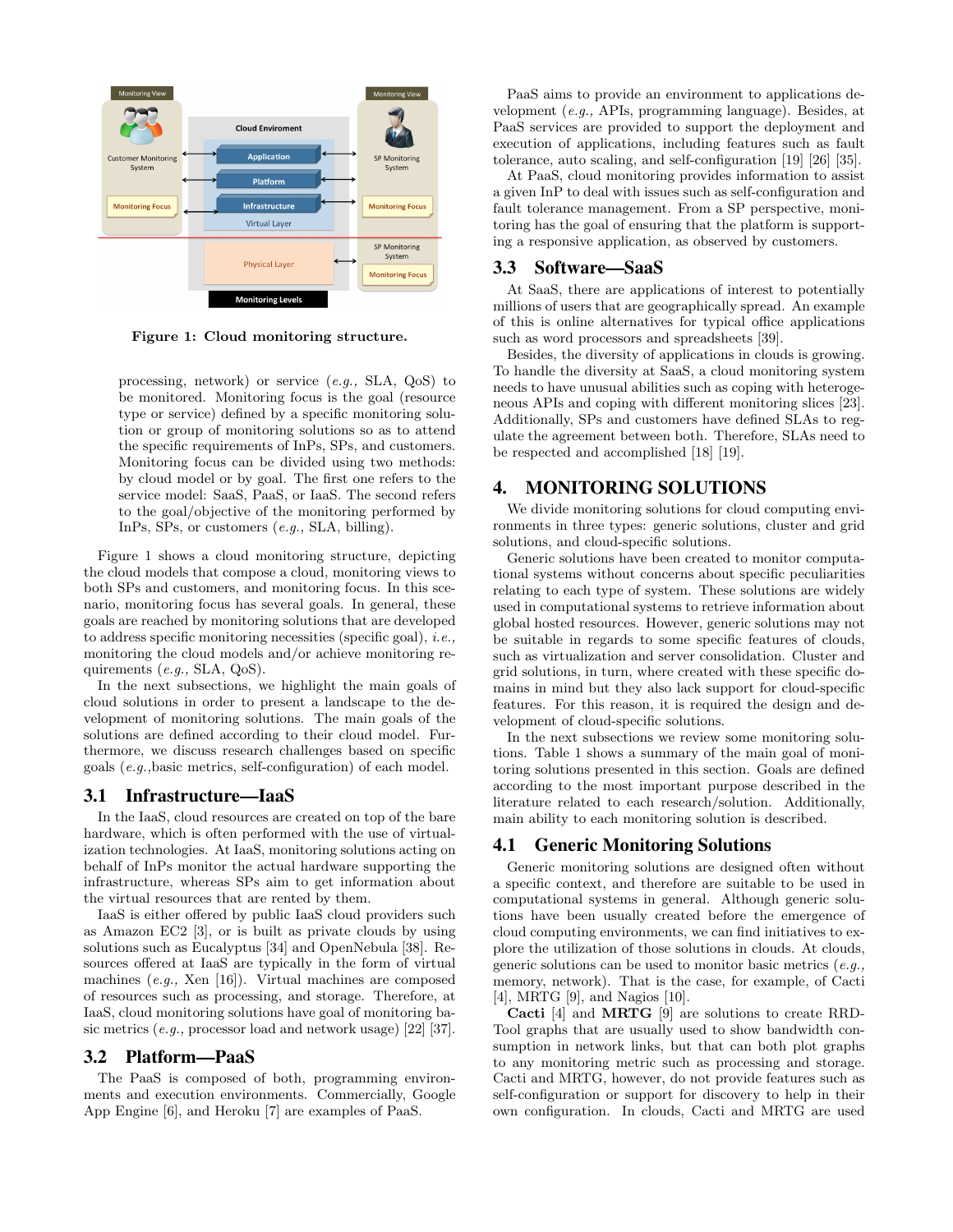Figure 1: Cloud monitoring structure.

processing, network) or service (*e.g.,* SLA, QoS) to be monitored. Monitoring focus is the goal (resource type or service) defined by a specific monitoring solution or group of monitoring solutions so as to attend the specific requirements of InPs, SPs, and customers. Monitoring focus can be divided using two methods: by cloud model or by goal. The first one refers to the service model: SaaS, PaaS, or IaaS. The second refers to the goal/objective of the monitoring performed by InPs, SPs, or customers (*e.g.,* SLA, billing).

Figure 1 shows a cloud monitoring structure, depicting the cloud models that compose a cloud, monitoring views to both SPs and customers, and monitoring focus. In this scenario, monitoring focus has several goals. In general, these goals are reached by monitoring solutions that are developed to address specific monitoring necessities (specific goal), *i.e.,* monitoring the cloud models and/or achieve monitoring requirements (*e.g.,* SLA, QoS).

In the next subsections, we highlight the main goals of cloud solutions in order to present a landscape to the development of monitoring solutions. The main goals of the solutions are defined according to their cloud model. Furthermore, we discuss research challenges based on specific goals (*e.g.,*basic metrics, self-configuration) of each model.

## 3.1 Infrastructure—IaaS

In the IaaS, cloud resources are created on top of the bare hardware, which is often performed with the use of virtualization technologies. At IaaS, monitoring solutions acting on behalf of InPs monitor the actual hardware supporting the infrastructure, whereas SPs aim to get information about the virtual resources that are rented by them.

IaaS is either offered by public IaaS cloud providers such as Amazon EC2 [3], or is built as private clouds by using solutions such as Eucalyptus [34] and OpenNebula [38]. Resources offered at IaaS are typically in the form of virtual machines (*e.g.,* Xen [16]). Virtual machines are composed of resources such as processing, and storage. Therefore, at IaaS, cloud monitoring solutions have goal of monitoring basic metrics (*e.g.,* processor load and network usage) [22] [37].

## 3.2 Platform—PaaS

The PaaS is composed of both, programming environments and execution environments. Commercially, Google App Engine [6], and Heroku [7] are examples of PaaS.

PaaS aims to provide an environment to applications development (*e.g.,* APIs, programming language). Besides, at PaaS services are provided to support the deployment and execution of applications, including features such as fault tolerance, auto scaling, and self-configuration [19] [26] [35].

At PaaS, cloud monitoring provides information to assist a given InP to deal with issues such as self-configuration and fault tolerance management. From a SP perspective, monitoring has the goal of ensuring that the platform is supporting a responsive application, as observed by customers.

## 3.3 Software—SaaS

At SaaS, there are applications of interest to potentially millions of users that are geographically spread. An example of this is online alternatives for typical office applications such as word processors and spreadsheets [39].

Besides, the diversity of applications in clouds is growing. To handle the diversity at SaaS, a cloud monitoring system needs to have unusual abilities such as coping with heterogeneous APIs and coping with different monitoring slices [23]. Additionally, SPs and customers have defined SLAs to regulate the agreement between both. Therefore, SLAs need to be respected and accomplished [18] [19].

# 4. MONITORING SOLUTIONS

We divide monitoring solutions for cloud computing environments in three types: generic solutions, cluster and grid solutions, and cloud-specific solutions.

Generic solutions have been created to monitor computational systems without concerns about specific peculiarities relating to each type of system. These solutions are widely used in computational systems to retrieve information about global hosted resources. However, generic solutions may not be suitable in regards to some specific features of clouds, such as virtualization and server consolidation. Cluster and grid solutions, in turn, where created with these specific domains in mind but they also lack support for cloud-specific features. For this reason, it is required the design and development of cloud-specific solutions.

In the next subsections we review some monitoring solutions. Table 1 shows a summary of the main goal of monitoring solutions presented in this section. Goals are defined according to the most important purpose described in the literature related to each research/solution. Additionally, main ability to each monitoring solution is described.

## 4.1 Generic Monitoring Solutions

Generic monitoring solutions are designed often without a specific context, and therefore are suitable to be used in computational systems in general. Although generic solutions have been usually created before the emergence of cloud computing environments, we can find initiatives to explore the utilization of those solutions in clouds. At clouds, generic solutions can be used to monitor basic metrics (*e.g.,* memory, network). That is the case, for example, of Cacti [4], MRTG [9], and Nagios [10].

**Cacti** [4] and **MRTG** [9] are solutions to create RRD-Tool graphs that are usually used to show bandwidth consumption in network links, but that can both plot graphs to any monitoring metric such as processing and storage. Cacti and MRTG, however, do not provide features such as self-configuration or support for discovery to help in their own configuration. In clouds, Cacti and MRTG are used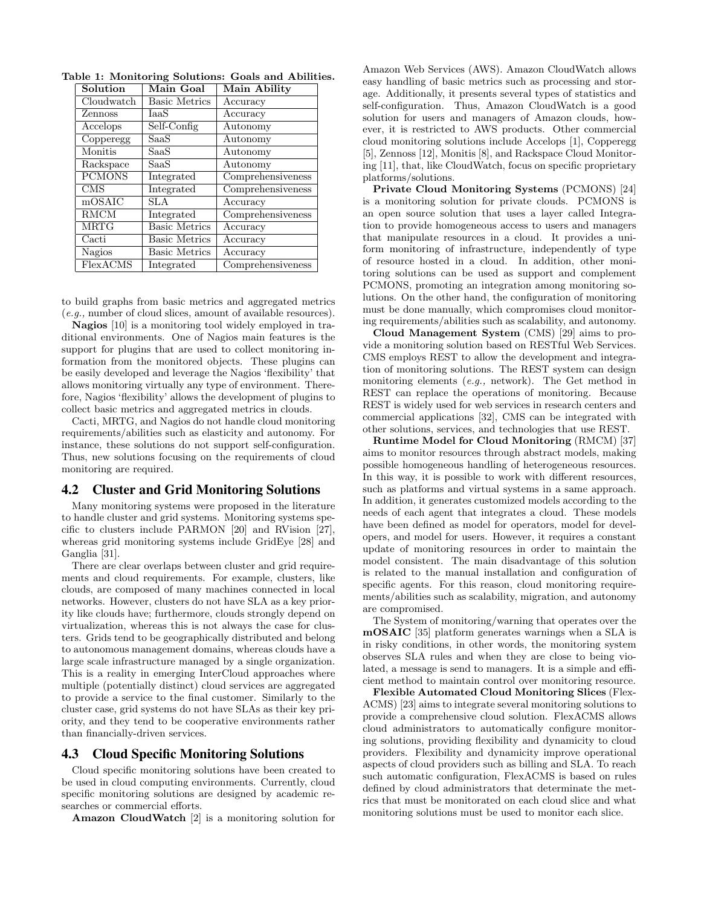Table 1: Monitoring Solutions: Goals and Abilities.

| Solution | Main Goal | Main Ability |
|---|---|---|
| Cloudwatch | Basic Metrics | Accuracy |
| Zennoss | IaaS | Accuracy |
| Accelops | Self-Config | Autonomy |
| Copperegg | SaaS | Autonomy |
| Monitis | SaaS | Autonomy |
| Rackspace | SaaS | Autonomy |
| PCMONS | Integrated | Comprehensiveness |
| CMS | Integrated | Comprehensiveness |
| mOSAIC | SLA | Accuracy |
| RMCM | Integrated | Comprehensiveness |
| MRTG | Basic Metrics | Accuracy |
| Cacti | Basic Metrics | Accuracy |
| Nagios | Basic Metrics | Accuracy |
| FlexACMS | Integrated | Comprehensiveness |

to build graphs from basic metrics and aggregated metrics (*e.g.,* number of cloud slices, amount of available resources).

**Nagios** [10] is a monitoring tool widely employed in traditional environments. One of Nagios main features is the support for plugins that are used to collect monitoring information from the monitored objects. These plugins can be easily developed and leverage the Nagios 'flexibility' that allows monitoring virtually any type of environment. Therefore, Nagios 'flexibility' allows the development of plugins to collect basic metrics and aggregated metrics in clouds.

Cacti, MRTG, and Nagios do not handle cloud monitoring requirements/abilities such as elasticity and autonomy. For instance, these solutions do not support self-configuration. Thus, new solutions focusing on the requirements of cloud monitoring are required.

## 4.2 Cluster and Grid Monitoring Solutions

Many monitoring systems were proposed in the literature to handle cluster and grid systems. Monitoring systems specific to clusters include PARMON [20] and RVision [27], whereas grid monitoring systems include GridEye [28] and Ganglia [31].

There are clear overlaps between cluster and grid requirements and cloud requirements. For example, clusters, like clouds, are composed of many machines connected in local networks. However, clusters do not have SLA as a key priority like clouds have; furthermore, clouds strongly depend on virtualization, whereas this is not always the case for clusters. Grids tend to be geographically distributed and belong to autonomous management domains, whereas clouds have a large scale infrastructure managed by a single organization. This is a reality in emerging InterCloud approaches where multiple (potentially distinct) cloud services are aggregated to provide a service to the final customer. Similarly to the cluster case, grid systems do not have SLAs as their key priority, and they tend to be cooperative environments rather than financially-driven services.

## 4.3 Cloud Specific Monitoring Solutions

Cloud specific monitoring solutions have been created to be used in cloud computing environments. Currently, cloud specific monitoring solutions are designed by academic researches or commercial efforts.

**Amazon CloudWatch** [2] is a monitoring solution for Amazon Web Services (AWS). Amazon CloudWatch allows easy handling of basic metrics such as processing and storage. Additionally, it presents several types of statistics and self-configuration. Thus, Amazon CloudWatch is a good solution for users and managers of Amazon clouds, however, it is restricted to AWS products. Other commercial cloud monitoring solutions include Accelops [1], Copperegg [5], Zennoss [12], Monitis [8], and Rackspace Cloud Monitoring [11], that, like CloudWatch, focus on specific proprietary platforms/solutions.

**Private Cloud Monitoring Systems** (PCMONS) [24] is a monitoring solution for private clouds. PCMONS is an open source solution that uses a layer called Integration to provide homogeneous access to users and managers that manipulate resources in a cloud. It provides a uniform monitoring of infrastructure, independently of type of resource hosted in a cloud. In addition, other monitoring solutions can be used as support and complement PCMONS, promoting an integration among monitoring solutions. On the other hand, the configuration of monitoring must be done manually, which compromises cloud monitoring requirements/abilities such as scalability, and autonomy.

**Cloud Management System** (CMS) [29] aims to provide a monitoring solution based on RESTful Web Services. CMS employs REST to allow the development and integration of monitoring solutions. The REST system can design monitoring elements (*e.g.,* network). The Get method in REST can replace the operations of monitoring. Because REST is widely used for web services in research centers and commercial applications [32], CMS can be integrated with other solutions, services, and technologies that use REST.

**Runtime Model for Cloud Monitoring** (RMCM) [37] aims to monitor resources through abstract models, making possible homogeneous handling of heterogeneous resources. In this way, it is possible to work with different resources, such as platforms and virtual systems in a same approach. In addition, it generates customized models according to the needs of each agent that integrates a cloud. These models have been defined as model for operators, model for developers, and model for users. However, it requires a constant update of monitoring resources in order to maintain the model consistent. The main disadvantage of this solution is related to the manual installation and configuration of specific agents. For this reason, cloud monitoring requirements/abilities such as scalability, migration, and autonomy are compromised.

The System of monitoring/warning that operates over the **mOSAIC** [35] platform generates warnings when a SLA is in risky conditions, in other words, the monitoring system observes SLA rules and when they are close to being violated, a message is send to managers. It is a simple and efficient method to maintain control over monitoring resource.

**Flexible Automated Cloud Monitoring Slices** (FlexACMS) [23] aims to integrate several monitoring solutions to provide a comprehensive cloud solution. FlexACMS allows cloud administrators to automatically configure monitoring solutions, providing flexibility and dynamicity to cloud providers. Flexibility and dynamicity improve operational aspects of cloud providers such as billing and SLA. To reach such automatic configuration, FlexACMS is based on rules defined by cloud administrators that determinate the metrics that must be monitorated on each cloud slice and what monitoring solutions must be used to monitor each slice.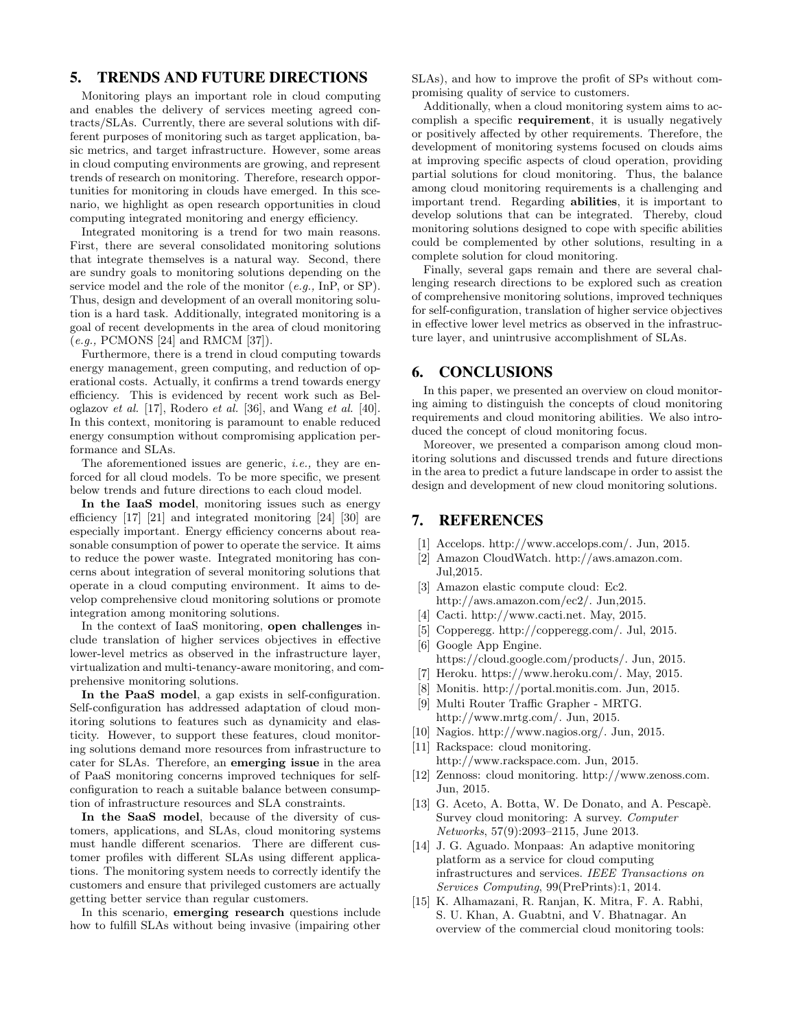## 5. TRENDS AND FUTURE DIRECTIONS

Monitoring plays an important role in cloud computing and enables the delivery of services meeting agreed contracts/SLAs. Currently, there are several solutions with different purposes of monitoring such as target application, basic metrics, and target infrastructure. However, some areas in cloud computing environments are growing, and represent trends of research on monitoring. Therefore, research opportunities for monitoring in clouds have emerged. In this scenario, we highlight as open research opportunities in cloud computing integrated monitoring and energy efficiency.

Integrated monitoring is a trend for two main reasons. First, there are several consolidated monitoring solutions that integrate themselves is a natural way. Second, there are sundry goals to monitoring solutions depending on the service model and the role of the monitor (*e.g.,* InP, or SP). Thus, design and development of an overall monitoring solution is a hard task. Additionally, integrated monitoring is a goal of recent developments in the area of cloud monitoring (*e.g.,* PCMONS [24] and RMCM [37]).

Furthermore, there is a trend in cloud computing towards energy management, green computing, and reduction of operational costs. Actually, it confirms a trend towards energy efficiency. This is evidenced by recent work such as Beloglazov *et al.* [17], Rodero *et al.* [36], and Wang *et al.* [40]. In this context, monitoring is paramount to enable reduced energy consumption without compromising application performance and SLAs.

The aforementioned issues are generic, *i.e.,* they are enforced for all cloud models. To be more specific, we present below trends and future directions to each cloud model.

**In the IaaS model**, monitoring issues such as energy efficiency [17] [21] and integrated monitoring [24] [30] are especially important. Energy efficiency concerns about reasonable consumption of power to operate the service. It aims to reduce the power waste. Integrated monitoring has concerns about integration of several monitoring solutions that operate in a cloud computing environment. It aims to develop comprehensive cloud monitoring solutions or promote integration among monitoring solutions.

In the context of IaaS monitoring, **open challenges** include translation of higher services objectives in effective lower-level metrics as observed in the infrastructure layer, virtualization and multi-tenancy-aware monitoring, and comprehensive monitoring solutions.

**In the PaaS model**, a gap exists in self-configuration. Self-configuration has addressed adaptation of cloud monitoring solutions to features such as dynamicity and elasticity. However, to support these features, cloud monitoring solutions demand more resources from infrastructure to cater for SLAs. Therefore, an **emerging issue** in the area of PaaS monitoring concerns improved techniques for self-configuration to reach a suitable balance between consumption of infrastructure resources and SLA constraints.

**In the SaaS model**, because of the diversity of customers, applications, and SLAs, cloud monitoring systems must handle different scenarios. There are different customer profiles with different SLAs using different applications. The monitoring system needs to correctly identify the customers and ensure that privileged customers are actually getting better service than regular customers.

In this scenario, **emerging research** questions include how to fulfill SLAs without being invasive (impairing other SLAs), and how to improve the profit of SPs without compromising quality of service to customers.

Additionally, when a cloud monitoring system aims to accomplish a specific **requirement**, it is usually negatively or positively affected by other requirements. Therefore, the development of monitoring systems focused on clouds aims at improving specific aspects of cloud operation, providing partial solutions for cloud monitoring. Thus, the balance among cloud monitoring requirements is a challenging and important trend. Regarding **abilities**, it is important to develop solutions that can be integrated. Thereby, cloud monitoring solutions designed to cope with specific abilities could be complemented by other solutions, resulting in a complete solution for cloud monitoring.

Finally, several gaps remain and there are several challenging research directions to be explored such as creation of comprehensive monitoring solutions, improved techniques for self-configuration, translation of higher service objectives in effective lower level metrics as observed in the infrastructure layer, and unintrusive accomplishment of SLAs.

## 6. CONCLUSIONS

In this paper, we presented an overview on cloud monitoring aiming to distinguish the concepts of cloud monitoring requirements and cloud monitoring abilities. We also introduced the concept of cloud monitoring focus.

Moreover, we presented a comparison among cloud monitoring solutions and discussed trends and future directions in the area to predict a future landscape in order to assist the design and development of new cloud monitoring solutions.

## 7. REFERENCES

[1] Accelops. http://www.accelops.com/. Jun, 2015.

[2] Amazon CloudWatch. http://aws.amazon.com. Jul,2015.

[3] Amazon elastic compute cloud: Ec2. http://aws.amazon.com/ec2/. Jun,2015.

[4] Cacti. http://www.cacti.net. May, 2015.

[5] Copperegg. http://copperegg.com/. Jul, 2015.

[6] Google App Engine. https://cloud.google.com/products/. Jun, 2015.

[7] Heroku. https://www.heroku.com/. May, 2015.

[8] Monitis. http://portal.monitis.com. Jun, 2015.

[9] Multi Router Traffic Grapher - MRTG. http://www.mrtg.com/. Jun, 2015.

[10] Nagios. http://www.nagios.org/. Jun, 2015.

[11] Rackspace: cloud monitoring. http://www.rackspace.com. Jun, 2015.

[12] Zennoss: cloud monitoring. http://www.zenoss.com. Jun, 2015.

[13] G. Aceto, A. Botta, W. De Donato, and A. Pescapè. Survey cloud monitoring: A survey. *Computer Networks*, 57(9):2093–2115, June 2013.

[14] J. G. Aguado. Monpaas: An adaptive monitoring platform as a service for cloud computing infrastructures and services. *IEEE Transactions on Services Computing*, 99(PrePrints):1, 2014.

[15] K. Alhamazani, R. Ranjan, K. Mitra, F. A. Rabhi, S. U. Khan, A. Guabtni, and V. Bhatnagar. An overview of the commercial cloud monitoring tools: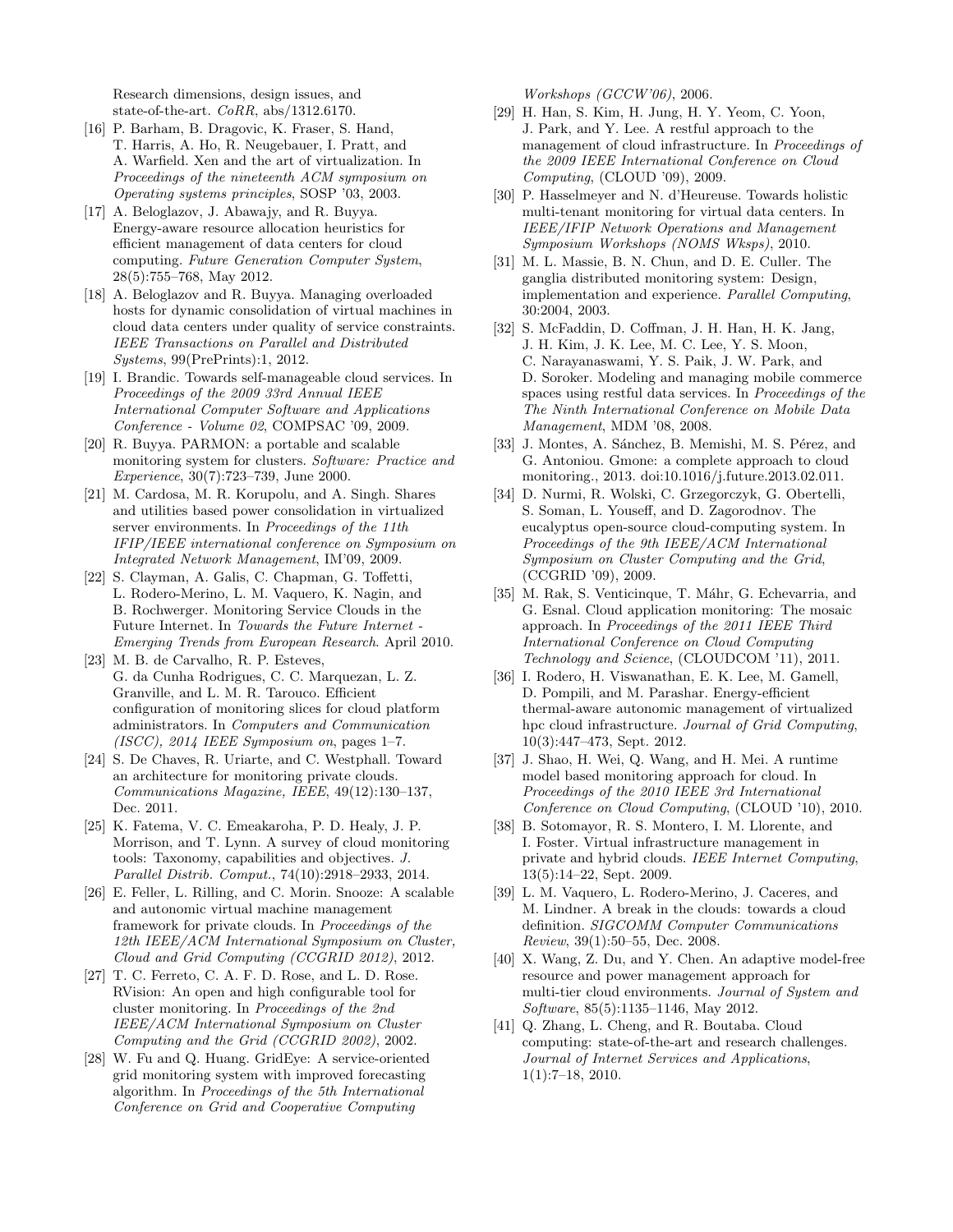Research dimensions, design issues, and state-of-the-art. *CoRR*, abs/1312.6170.

[16] P. Barham, B. Dragovic, K. Fraser, S. Hand, T. Harris, A. Ho, R. Neugebauer, I. Pratt, and A. Warfield. Xen and the art of virtualization. In *Proceedings of the nineteenth ACM symposium on Operating systems principles*, SOSP '03, 2003.

[17] A. Beloglazov, J. Abawajy, and R. Buyya. Energy-aware resource allocation heuristics for efficient management of data centers for cloud computing. *Future Generation Computer System*, 28(5):755–768, May 2012.

[18] A. Beloglazov and R. Buyya. Managing overloaded hosts for dynamic consolidation of virtual machines in cloud data centers under quality of service constraints. *IEEE Transactions on Parallel and Distributed Systems*, 99(PrePrints):1, 2012.

[19] I. Brandic. Towards self-manageable cloud services. In *Proceedings of the 2009 33rd Annual IEEE International Computer Software and Applications Conference - Volume 02*, COMPSAC '09, 2009.

[20] R. Buyya. PARMON: a portable and scalable monitoring system for clusters. *Software: Practice and Experience*, 30(7):723–739, June 2000.

[21] M. Cardosa, M. R. Korupolu, and A. Singh. Shares and utilities based power consolidation in virtualized server environments. In *Proceedings of the 11th IFIP/IEEE international conference on Symposium on Integrated Network Management*, IM'09, 2009.

[22] S. Clayman, A. Galis, C. Chapman, G. Toffetti, L. Rodero-Merino, L. M. Vaquero, K. Nagin, and B. Rochwerger. Monitoring Service Clouds in the Future Internet. In *Towards the Future Internet - Emerging Trends from European Research*. April 2010.

[23] M. B. de Carvalho, R. P. Esteves, G. da Cunha Rodrigues, C. C. Marquezan, L. Z. Granville, and L. M. R. Tarouco. Efficient configuration of monitoring slices for cloud platform administrators. In *Computers and Communication (ISCC), 2014 IEEE Symposium on*, pages 1–7.

[24] S. De Chaves, R. Uriarte, and C. Westphall. Toward an architecture for monitoring private clouds. *Communications Magazine, IEEE*, 49(12):130–137, Dec. 2011.

[25] K. Fatema, V. C. Emeakaroha, P. D. Healy, J. P. Morrison, and T. Lynn. A survey of cloud monitoring tools: Taxonomy, capabilities and objectives. *J. Parallel Distrib. Comput.*, 74(10):2918–2933, 2014.

[26] E. Feller, L. Rilling, and C. Morin. Snooze: A scalable and autonomic virtual machine management framework for private clouds. In *Proceedings of the 12th IEEE/ACM International Symposium on Cluster, Cloud and Grid Computing (CCGRID 2012)*, 2012.

[27] T. C. Ferreto, C. A. F. D. Rose, and L. D. Rose. RVision: An open and high configurable tool for cluster monitoring. In *Proceedings of the 2nd IEEE/ACM International Symposium on Cluster Computing and the Grid (CCGRID 2002)*, 2002.

[28] W. Fu and Q. Huang. GridEye: A service-oriented grid monitoring system with improved forecasting algorithm. In *Proceedings of the 5th International Conference on Grid and Cooperative Computing Workshops (GCCW'06)*, 2006.

[29] H. Han, S. Kim, H. Jung, H. Y. Yeom, C. Yoon, J. Park, and Y. Lee. A restful approach to the management of cloud infrastructure. In *Proceedings of the 2009 IEEE International Conference on Cloud Computing*, (CLOUD '09), 2009.

[30] P. Hasselmeyer and N. d'Heureuse. Towards holistic multi-tenant monitoring for virtual data centers. In *IEEE/IFIP Network Operations and Management Symposium Workshops (NOMS Wksps)*, 2010.

[31] M. L. Massie, B. N. Chun, and D. E. Culler. The ganglia distributed monitoring system: Design, implementation and experience. *Parallel Computing*, 30:2004, 2003.

[32] S. McFaddin, D. Coffman, J. H. Han, H. K. Jang, J. H. Kim, J. K. Lee, M. C. Lee, Y. S. Moon, C. Narayanaswami, Y. S. Paik, J. W. Park, and D. Soroker. Modeling and managing mobile commerce spaces using restful data services. In *Proceedings of the The Ninth International Conference on Mobile Data Management*, MDM '08, 2008.

[33] J. Montes, A. Sánchez, B. Memishi, M. S. Pérez, and G. Antoniou. Gmone: a complete approach to cloud monitoring., 2013. doi:10.1016/j.future.2013.02.011.

[34] D. Nurmi, R. Wolski, C. Grzegorczyk, G. Obertelli, S. Soman, L. Youseff, and D. Zagorodnov. The eucalyptus open-source cloud-computing system. In *Proceedings of the 9th IEEE/ACM International Symposium on Cluster Computing and the Grid*, (CCGRID '09), 2009.

[35] M. Rak, S. Venticinque, T. Máhr, G. Echevarria, and G. Esnal. Cloud application monitoring: The mosaic approach. In *Proceedings of the 2011 IEEE Third International Conference on Cloud Computing Technology and Science*, (CLOUDCOM '11), 2011.

[36] I. Rodero, H. Viswanathan, E. K. Lee, M. Gamell, D. Pompili, and M. Parashar. Energy-efficient thermal-aware autonomic management of virtualized hpc cloud infrastructure. *Journal of Grid Computing*, 10(3):447–473, Sept. 2012.

[37] J. Shao, H. Wei, Q. Wang, and H. Mei. A runtime model based monitoring approach for cloud. In *Proceedings of the 2010 IEEE 3rd International Conference on Cloud Computing*, (CLOUD '10), 2010.

[38] B. Sotomayor, R. S. Montero, I. M. Llorente, and I. Foster. Virtual infrastructure management in private and hybrid clouds. *IEEE Internet Computing*, 13(5):14–22, Sept. 2009.

[39] L. M. Vaquero, L. Rodero-Merino, J. Caceres, and M. Lindner. A break in the clouds: towards a cloud definition. *SIGCOMM Computer Communications Review*, 39(1):50–55, Dec. 2008.

[40] X. Wang, Z. Du, and Y. Chen. An adaptive model-free resource and power management approach for multi-tier cloud environments. *Journal of System and Software*, 85(5):1135–1146, May 2012.

[41] Q. Zhang, L. Cheng, and R. Boutaba. Cloud computing: state-of-the-art and research challenges. *Journal of Internet Services and Applications*, 1(1):7–18, 2010.